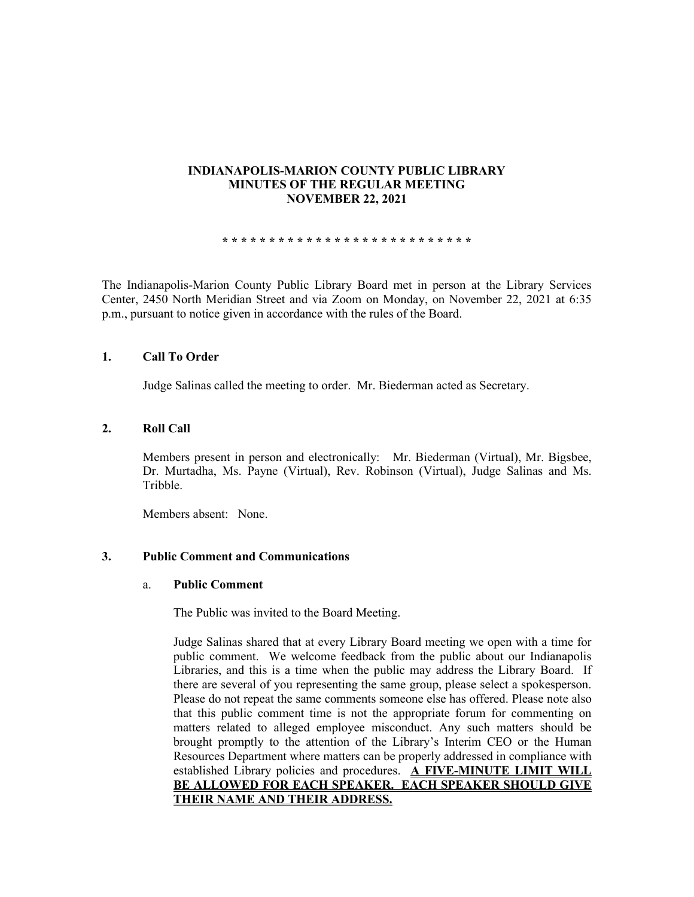**INDIANAPOLIS-MARION COUNTY PUBLIC LIBRARY**
**MINUTES OF THE REGULAR MEETING**
**NOVEMBER 22, 2021**

**\* \* \* \* \* \* \* \* \* \* \* \* \* \* \* \* \* \* \* \* \* \* \* \* \* \* \***

The Indianapolis-Marion County Public Library Board met in person at the Library Services Center, 2450 North Meridian Street and via Zoom on Monday, on November 22, 2021 at 6:35 p.m., pursuant to notice given in accordance with the rules of the Board.

## 1. Call To Order

Judge Salinas called the meeting to order. Mr. Biederman acted as Secretary.

## 2. Roll Call

Members present in person and electronically: Mr. Biederman (Virtual), Mr. Bigsbee, Dr. Murtadha, Ms. Payne (Virtual), Rev. Robinson (Virtual), Judge Salinas and Ms. Tribble.

Members absent: None.

## 3. Public Comment and Communications

### a. Public Comment

The Public was invited to the Board Meeting.

Judge Salinas shared that at every Library Board meeting we open with a time for public comment. We welcome feedback from the public about our Indianapolis Libraries, and this is a time when the public may address the Library Board. If there are several of you representing the same group, please select a spokesperson. Please do not repeat the same comments someone else has offered. Please note also that this public comment time is not the appropriate forum for commenting on matters related to alleged employee misconduct. Any such matters should be brought promptly to the attention of the Library's Interim CEO or the Human Resources Department where matters can be properly addressed in compliance with established Library policies and procedures. **A FIVE-MINUTE LIMIT WILL BE ALLOWED FOR EACH SPEAKER. EACH SPEAKER SHOULD GIVE THEIR NAME AND THEIR ADDRESS.**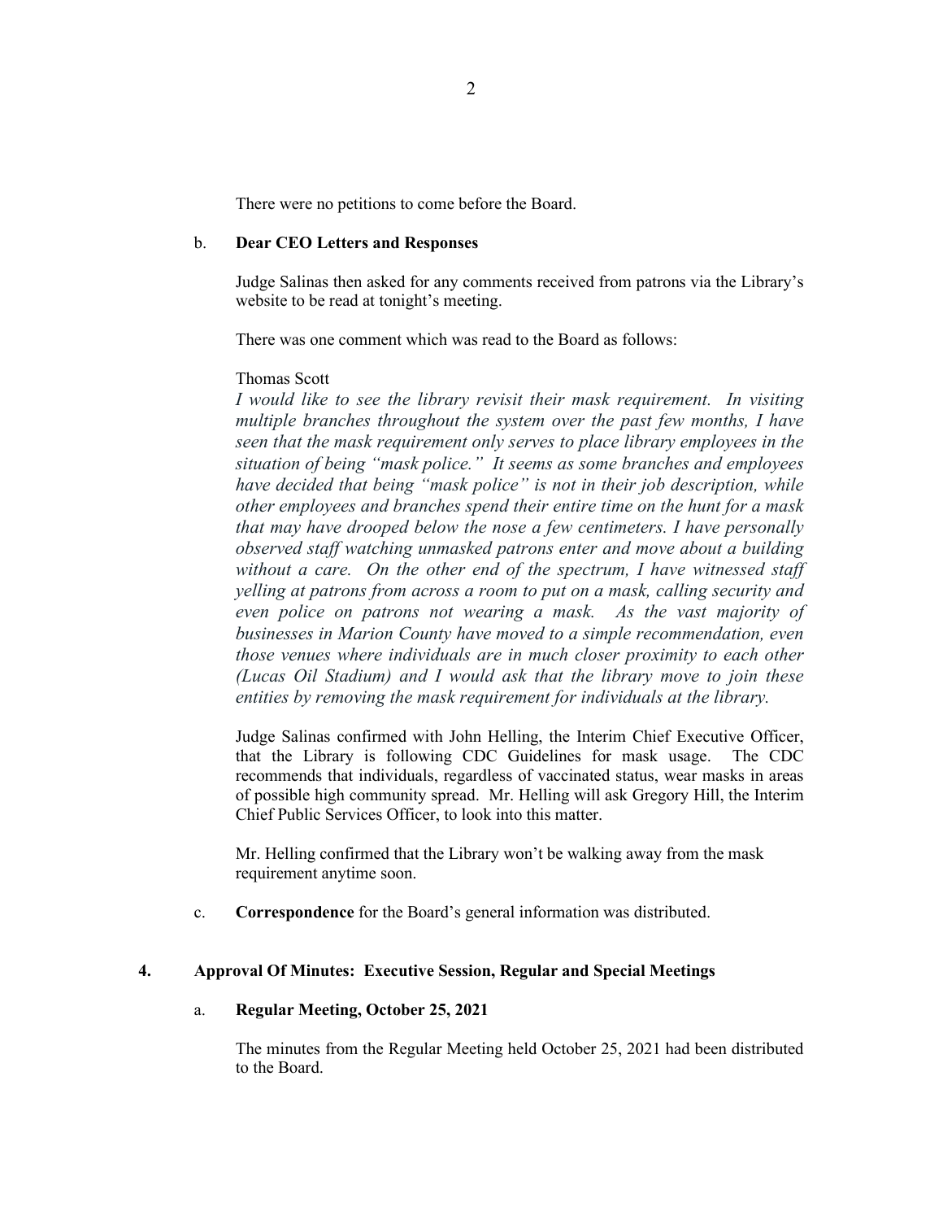There were no petitions to come before the Board.

b. **Dear CEO Letters and Responses**

Judge Salinas then asked for any comments received from patrons via the Library's website to be read at tonight's meeting.

There was one comment which was read to the Board as follows:

Thomas Scott

*I would like to see the library revisit their mask requirement. In visiting multiple branches throughout the system over the past few months, I have seen that the mask requirement only serves to place library employees in the situation of being "mask police." It seems as some branches and employees have decided that being "mask police" is not in their job description, while other employees and branches spend their entire time on the hunt for a mask that may have drooped below the nose a few centimeters. I have personally observed staff watching unmasked patrons enter and move about a building without a care. On the other end of the spectrum, I have witnessed staff yelling at patrons from across a room to put on a mask, calling security and even police on patrons not wearing a mask. As the vast majority of businesses in Marion County have moved to a simple recommendation, even those venues where individuals are in much closer proximity to each other (Lucas Oil Stadium) and I would ask that the library move to join these entities by removing the mask requirement for individuals at the library.*

Judge Salinas confirmed with John Helling, the Interim Chief Executive Officer, that the Library is following CDC Guidelines for mask usage. The CDC recommends that individuals, regardless of vaccinated status, wear masks in areas of possible high community spread. Mr. Helling will ask Gregory Hill, the Interim Chief Public Services Officer, to look into this matter.

Mr. Helling confirmed that the Library won't be walking away from the mask requirement anytime soon.

c. **Correspondence** for the Board's general information was distributed.

## 4. Approval Of Minutes: Executive Session, Regular and Special Meetings

a. **Regular Meeting, October 25, 2021**

The minutes from the Regular Meeting held October 25, 2021 had been distributed to the Board.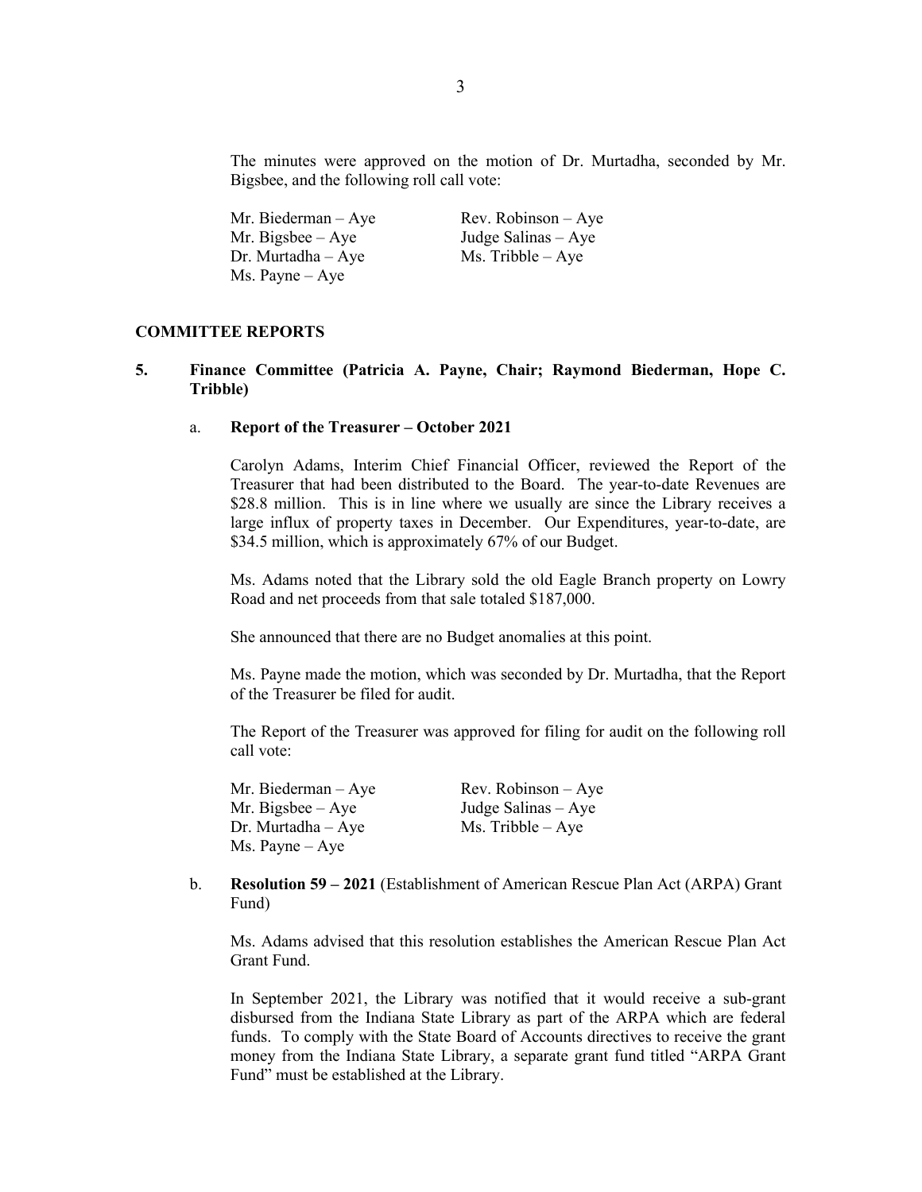The minutes were approved on the motion of Dr. Murtadha, seconded by Mr. Bigsbee, and the following roll call vote:

| | |
|---|---|
| Mr. Biederman – Aye | Rev. Robinson – Aye |
| Mr. Bigsbee – Aye | Judge Salinas – Aye |
| Dr. Murtadha – Aye | Ms. Tribble – Aye |
| Ms. Payne – Aye | |

## COMMITTEE REPORTS

**5. Finance Committee (Patricia A. Payne, Chair; Raymond Biederman, Hope C. Tribble)**

a. **Report of the Treasurer – October 2021**

Carolyn Adams, Interim Chief Financial Officer, reviewed the Report of the Treasurer that had been distributed to the Board. The year-to-date Revenues are $28.8 million. This is in line where we usually are since the Library receives a large influx of property taxes in December. Our Expenditures, year-to-date, are $34.5 million, which is approximately 67% of our Budget.

Ms. Adams noted that the Library sold the old Eagle Branch property on Lowry Road and net proceeds from that sale totaled $187,000.

She announced that there are no Budget anomalies at this point.

Ms. Payne made the motion, which was seconded by Dr. Murtadha, that the Report of the Treasurer be filed for audit.

The Report of the Treasurer was approved for filing for audit on the following roll call vote:

| | |
|---|---|
| Mr. Biederman – Aye | Rev. Robinson – Aye |
| Mr. Bigsbee – Aye | Judge Salinas – Aye |
| Dr. Murtadha – Aye | Ms. Tribble – Aye |
| Ms. Payne – Aye | |

b. **Resolution 59 – 2021** (Establishment of American Rescue Plan Act (ARPA) Grant Fund)

Ms. Adams advised that this resolution establishes the American Rescue Plan Act Grant Fund.

In September 2021, the Library was notified that it would receive a sub-grant disbursed from the Indiana State Library as part of the ARPA which are federal funds. To comply with the State Board of Accounts directives to receive the grant money from the Indiana State Library, a separate grant fund titled "ARPA Grant Fund" must be established at the Library.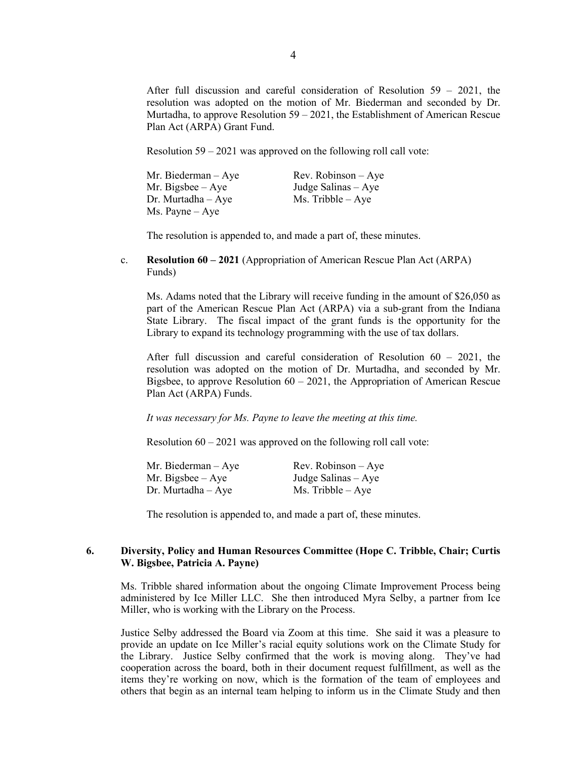After full discussion and careful consideration of Resolution 59 – 2021, the resolution was adopted on the motion of Mr. Biederman and seconded by Dr. Murtadha, to approve Resolution 59 – 2021, the Establishment of American Rescue Plan Act (ARPA) Grant Fund.

Resolution 59 – 2021 was approved on the following roll call vote:

| | |
|---|---|
| Mr. Biederman – Aye | Rev. Robinson – Aye |
| Mr. Bigsbee – Aye | Judge Salinas – Aye |
| Dr. Murtadha – Aye | Ms. Tribble – Aye |
| Ms. Payne – Aye | |

The resolution is appended to, and made a part of, these minutes.

c. **Resolution 60 – 2021** (Appropriation of American Rescue Plan Act (ARPA) Funds)

Ms. Adams noted that the Library will receive funding in the amount of $26,050 as part of the American Rescue Plan Act (ARPA) via a sub-grant from the Indiana State Library. The fiscal impact of the grant funds is the opportunity for the Library to expand its technology programming with the use of tax dollars.

After full discussion and careful consideration of Resolution 60 – 2021, the resolution was adopted on the motion of Dr. Murtadha, and seconded by Mr. Bigsbee, to approve Resolution 60 – 2021, the Appropriation of American Rescue Plan Act (ARPA) Funds.

*It was necessary for Ms. Payne to leave the meeting at this time.*

Resolution 60 – 2021 was approved on the following roll call vote:

| | |
|---|---|
| Mr. Biederman – Aye | Rev. Robinson – Aye |
| Mr. Bigsbee – Aye | Judge Salinas – Aye |
| Dr. Murtadha – Aye | Ms. Tribble – Aye |

The resolution is appended to, and made a part of, these minutes.

## 6. Diversity, Policy and Human Resources Committee (Hope C. Tribble, Chair; Curtis W. Bigsbee, Patricia A. Payne)

Ms. Tribble shared information about the ongoing Climate Improvement Process being administered by Ice Miller LLC. She then introduced Myra Selby, a partner from Ice Miller, who is working with the Library on the Process.

Justice Selby addressed the Board via Zoom at this time. She said it was a pleasure to provide an update on Ice Miller's racial equity solutions work on the Climate Study for the Library. Justice Selby confirmed that the work is moving along. They've had cooperation across the board, both in their document request fulfillment, as well as the items they're working on now, which is the formation of the team of employees and others that begin as an internal team helping to inform us in the Climate Study and then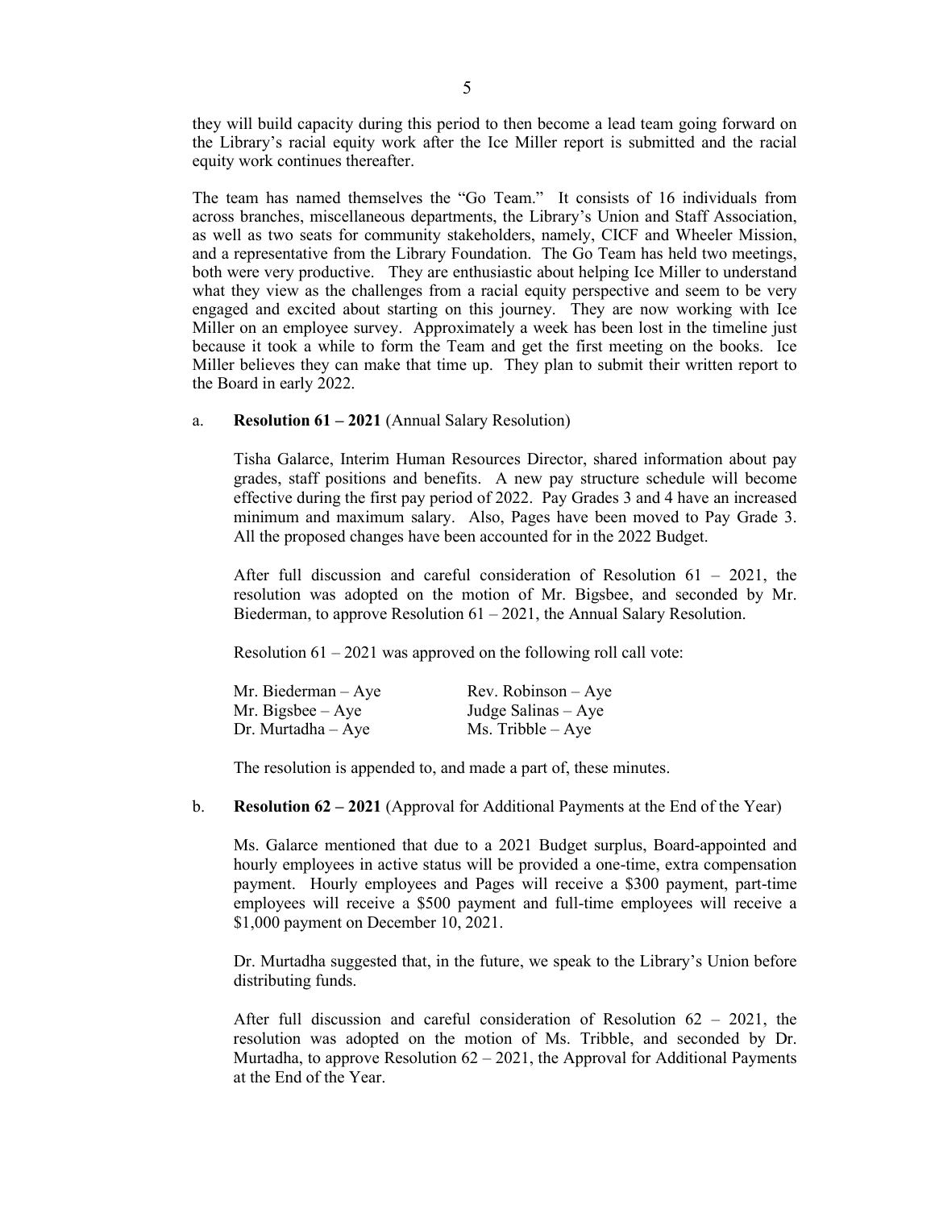they will build capacity during this period to then become a lead team going forward on the Library's racial equity work after the Ice Miller report is submitted and the racial equity work continues thereafter.

The team has named themselves the "Go Team." It consists of 16 individuals from across branches, miscellaneous departments, the Library's Union and Staff Association, as well as two seats for community stakeholders, namely, CICF and Wheeler Mission, and a representative from the Library Foundation. The Go Team has held two meetings, both were very productive. They are enthusiastic about helping Ice Miller to understand what they view as the challenges from a racial equity perspective and seem to be very engaged and excited about starting on this journey. They are now working with Ice Miller on an employee survey. Approximately a week has been lost in the timeline just because it took a while to form the Team and get the first meeting on the books. Ice Miller believes they can make that time up. They plan to submit their written report to the Board in early 2022.

a. **Resolution 61 – 2021** (Annual Salary Resolution)

Tisha Galarce, Interim Human Resources Director, shared information about pay grades, staff positions and benefits. A new pay structure schedule will become effective during the first pay period of 2022. Pay Grades 3 and 4 have an increased minimum and maximum salary. Also, Pages have been moved to Pay Grade 3. All the proposed changes have been accounted for in the 2022 Budget.

After full discussion and careful consideration of Resolution 61 – 2021, the resolution was adopted on the motion of Mr. Bigsbee, and seconded by Mr. Biederman, to approve Resolution 61 – 2021, the Annual Salary Resolution.

Resolution 61 – 2021 was approved on the following roll call vote:

| | |
|---|---|
| Mr. Biederman – Aye | Rev. Robinson – Aye |
| Mr. Bigsbee – Aye | Judge Salinas – Aye |
| Dr. Murtadha – Aye | Ms. Tribble – Aye |

The resolution is appended to, and made a part of, these minutes.

b. **Resolution 62 – 2021** (Approval for Additional Payments at the End of the Year)

Ms. Galarce mentioned that due to a 2021 Budget surplus, Board-appointed and hourly employees in active status will be provided a one-time, extra compensation payment. Hourly employees and Pages will receive a $300 payment, part-time employees will receive a $500 payment and full-time employees will receive a $1,000 payment on December 10, 2021.

Dr. Murtadha suggested that, in the future, we speak to the Library's Union before distributing funds.

After full discussion and careful consideration of Resolution 62 – 2021, the resolution was adopted on the motion of Ms. Tribble, and seconded by Dr. Murtadha, to approve Resolution 62 – 2021, the Approval for Additional Payments at the End of the Year.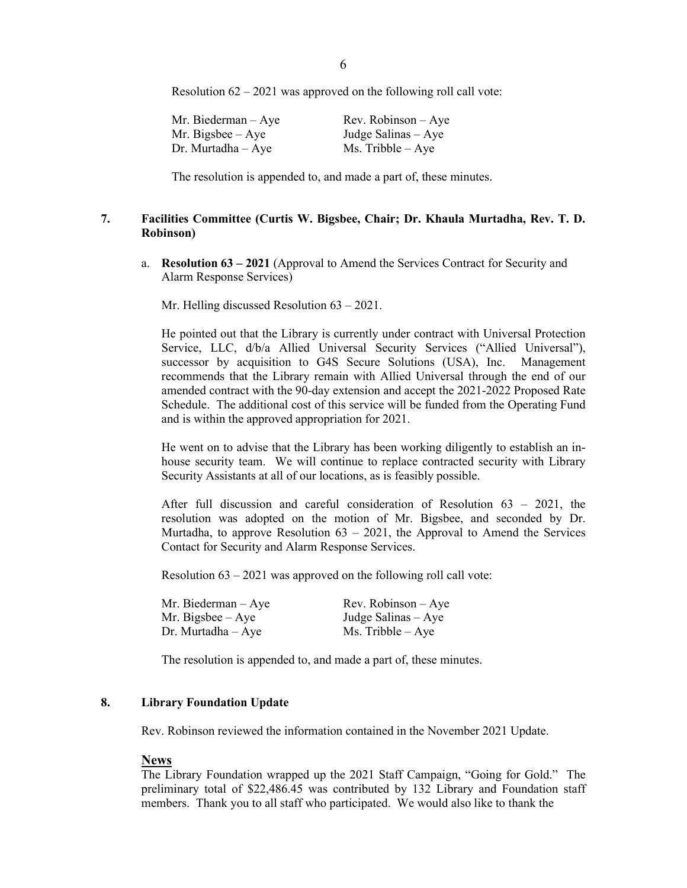Resolution 62 – 2021 was approved on the following roll call vote:

| | |
|---|---|
| Mr. Biederman – Aye | Rev. Robinson – Aye |
| Mr. Bigsbee – Aye | Judge Salinas – Aye |
| Dr. Murtadha – Aye | Ms. Tribble – Aye |

The resolution is appended to, and made a part of, these minutes.

## 7. Facilities Committee (Curtis W. Bigsbee, Chair; Dr. Khaula Murtadha, Rev. T. D. Robinson)

a. **Resolution 63 – 2021** (Approval to Amend the Services Contract for Security and Alarm Response Services)

Mr. Helling discussed Resolution 63 – 2021.

He pointed out that the Library is currently under contract with Universal Protection Service, LLC, d/b/a Allied Universal Security Services ("Allied Universal"), successor by acquisition to G4S Secure Solutions (USA), Inc. Management recommends that the Library remain with Allied Universal through the end of our amended contract with the 90-day extension and accept the 2021-2022 Proposed Rate Schedule. The additional cost of this service will be funded from the Operating Fund and is within the approved appropriation for 2021.

He went on to advise that the Library has been working diligently to establish an in-house security team. We will continue to replace contracted security with Library Security Assistants at all of our locations, as is feasibly possible.

After full discussion and careful consideration of Resolution 63 – 2021, the resolution was adopted on the motion of Mr. Bigsbee, and seconded by Dr. Murtadha, to approve Resolution 63 – 2021, the Approval to Amend the Services Contact for Security and Alarm Response Services.

Resolution 63 – 2021 was approved on the following roll call vote:

| | |
|---|---|
| Mr. Biederman – Aye | Rev. Robinson – Aye |
| Mr. Bigsbee – Aye | Judge Salinas – Aye |
| Dr. Murtadha – Aye | Ms. Tribble – Aye |

The resolution is appended to, and made a part of, these minutes.

## 8. Library Foundation Update

Rev. Robinson reviewed the information contained in the November 2021 Update.

**News**

The Library Foundation wrapped up the 2021 Staff Campaign, "Going for Gold." The preliminary total of $22,486.45 was contributed by 132 Library and Foundation staff members. Thank you to all staff who participated. We would also like to thank the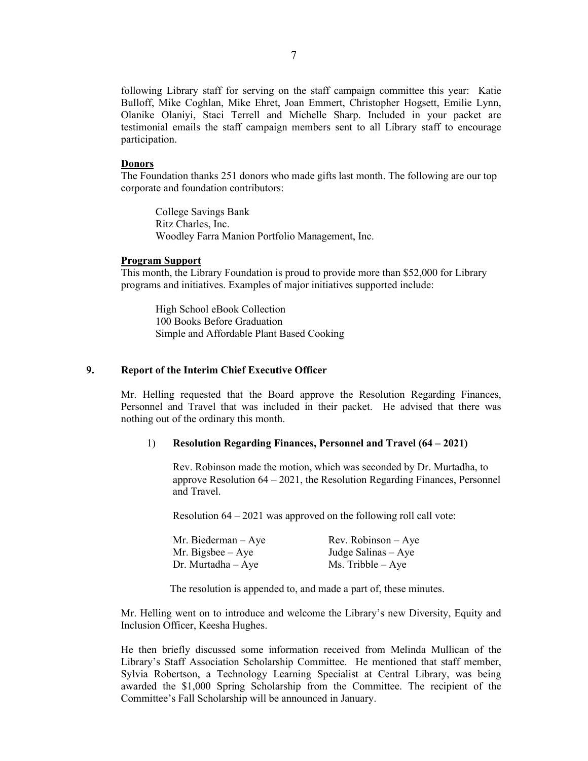following Library staff for serving on the staff campaign committee this year: Katie Bulloff, Mike Coghlan, Mike Ehret, Joan Emmert, Christopher Hogsett, Emilie Lynn, Olanike Olaniyi, Staci Terrell and Michelle Sharp. Included in your packet are testimonial emails the staff campaign members sent to all Library staff to encourage participation.

**Donors**

The Foundation thanks 251 donors who made gifts last month. The following are our top corporate and foundation contributors:

College Savings Bank
Ritz Charles, Inc.
Woodley Farra Manion Portfolio Management, Inc.

**Program Support**

This month, the Library Foundation is proud to provide more than $52,000 for Library programs and initiatives. Examples of major initiatives supported include:

High School eBook Collection
100 Books Before Graduation
Simple and Affordable Plant Based Cooking

## 9. Report of the Interim Chief Executive Officer

Mr. Helling requested that the Board approve the Resolution Regarding Finances, Personnel and Travel that was included in their packet. He advised that there was nothing out of the ordinary this month.

1) **Resolution Regarding Finances, Personnel and Travel (64 – 2021)**

Rev. Robinson made the motion, which was seconded by Dr. Murtadha, to approve Resolution 64 – 2021, the Resolution Regarding Finances, Personnel and Travel.

Resolution 64 – 2021 was approved on the following roll call vote:

| | |
|---|---|
| Mr. Biederman – Aye | Rev. Robinson – Aye |
| Mr. Bigsbee – Aye | Judge Salinas – Aye |
| Dr. Murtadha – Aye | Ms. Tribble – Aye |

The resolution is appended to, and made a part of, these minutes.

Mr. Helling went on to introduce and welcome the Library's new Diversity, Equity and Inclusion Officer, Keesha Hughes.

He then briefly discussed some information received from Melinda Mullican of the Library's Staff Association Scholarship Committee. He mentioned that staff member, Sylvia Robertson, a Technology Learning Specialist at Central Library, was being awarded the $1,000 Spring Scholarship from the Committee. The recipient of the Committee's Fall Scholarship will be announced in January.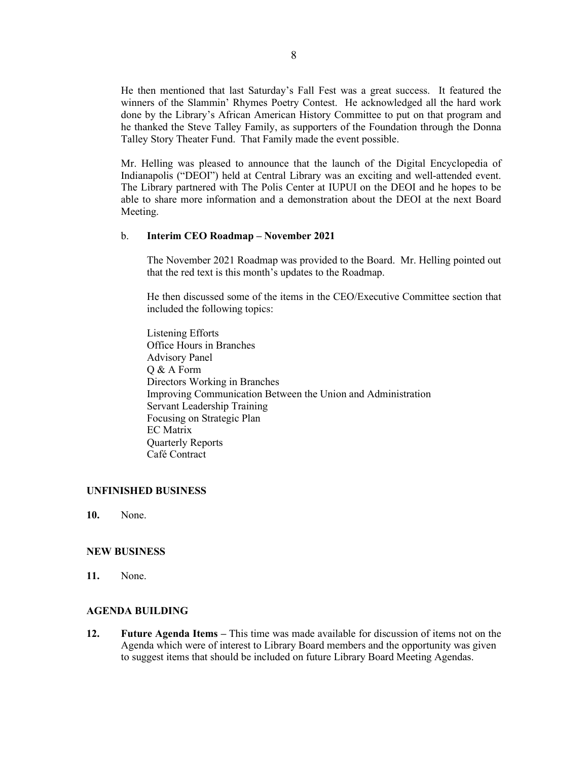He then mentioned that last Saturday's Fall Fest was a great success. It featured the winners of the Slammin' Rhymes Poetry Contest. He acknowledged all the hard work done by the Library's African American History Committee to put on that program and he thanked the Steve Talley Family, as supporters of the Foundation through the Donna Talley Story Theater Fund. That Family made the event possible.

Mr. Helling was pleased to announce that the launch of the Digital Encyclopedia of Indianapolis ("DEOI") held at Central Library was an exciting and well-attended event. The Library partnered with The Polis Center at IUPUI on the DEOI and he hopes to be able to share more information and a demonstration about the DEOI at the next Board Meeting.

b. **Interim CEO Roadmap – November 2021**

The November 2021 Roadmap was provided to the Board. Mr. Helling pointed out that the red text is this month's updates to the Roadmap.

He then discussed some of the items in the CEO/Executive Committee section that included the following topics:

Listening Efforts
Office Hours in Branches
Advisory Panel
Q & A Form
Directors Working in Branches
Improving Communication Between the Union and Administration
Servant Leadership Training
Focusing on Strategic Plan
EC Matrix
Quarterly Reports
Café Contract

**UNFINISHED BUSINESS**

**10.** None.

**NEW BUSINESS**

**11.** None.

**AGENDA BUILDING**

**12.** **Future Agenda Items –** This time was made available for discussion of items not on the Agenda which were of interest to Library Board members and the opportunity was given to suggest items that should be included on future Library Board Meeting Agendas.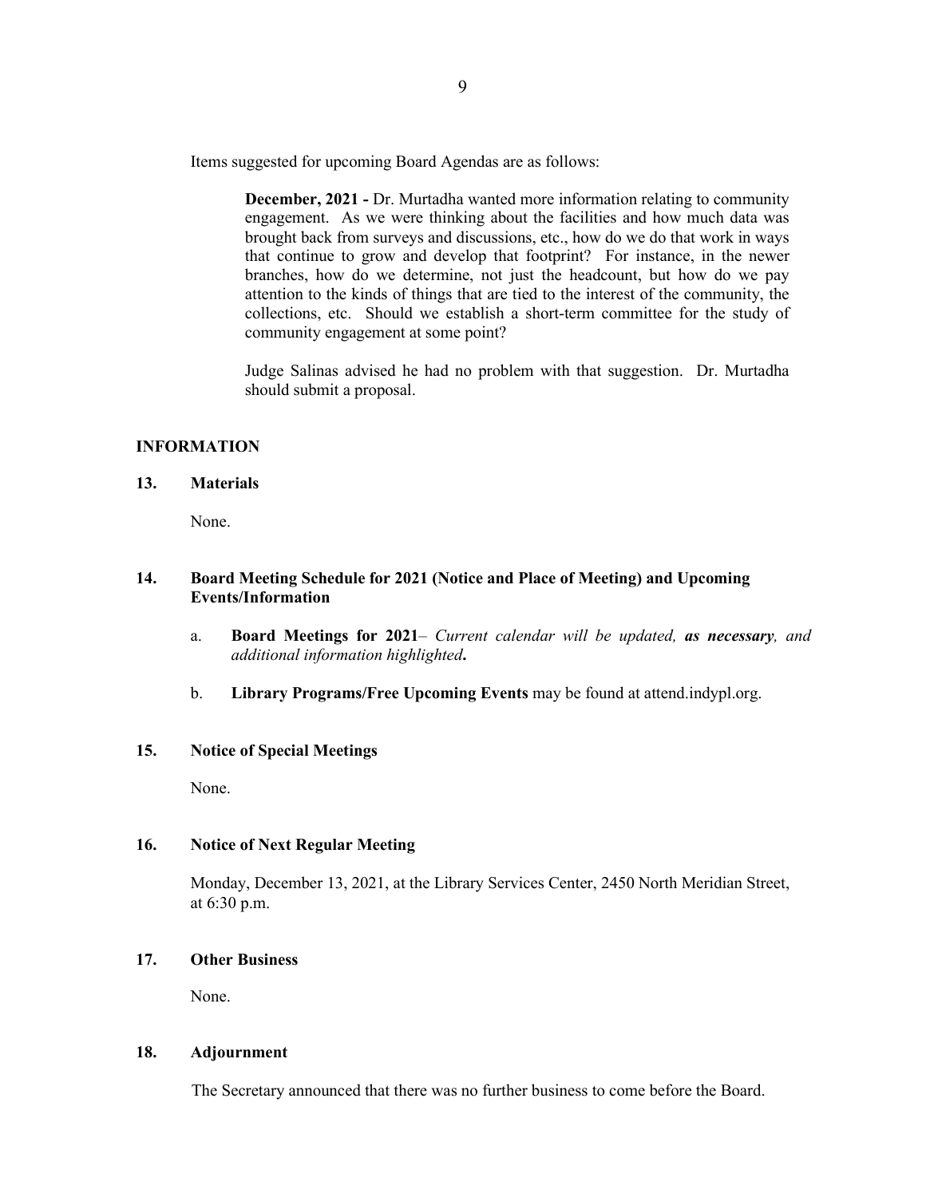Items suggested for upcoming Board Agendas are as follows:

> **December, 2021 -** Dr. Murtadha wanted more information relating to community engagement. As we were thinking about the facilities and how much data was brought back from surveys and discussions, etc., how do we do that work in ways that continue to grow and develop that footprint? For instance, in the newer branches, how do we determine, not just the headcount, but how do we pay attention to the kinds of things that are tied to the interest of the community, the collections, etc. Should we establish a short-term committee for the study of community engagement at some point?
>
> Judge Salinas advised he had no problem with that suggestion. Dr. Murtadha should submit a proposal.

## INFORMATION

### 13. Materials

None.

### 14. Board Meeting Schedule for 2021 (Notice and Place of Meeting) and Upcoming Events/Information

a. **Board Meetings for 2021**– *Current calendar will be updated, **as necessary**, and additional information highlighted**.***

b. **Library Programs/Free Upcoming Events** may be found at attend.indypl.org.

### 15. Notice of Special Meetings

None.

### 16. Notice of Next Regular Meeting

Monday, December 13, 2021, at the Library Services Center, 2450 North Meridian Street, at 6:30 p.m.

### 17. Other Business

None.

### 18. Adjournment

The Secretary announced that there was no further business to come before the Board.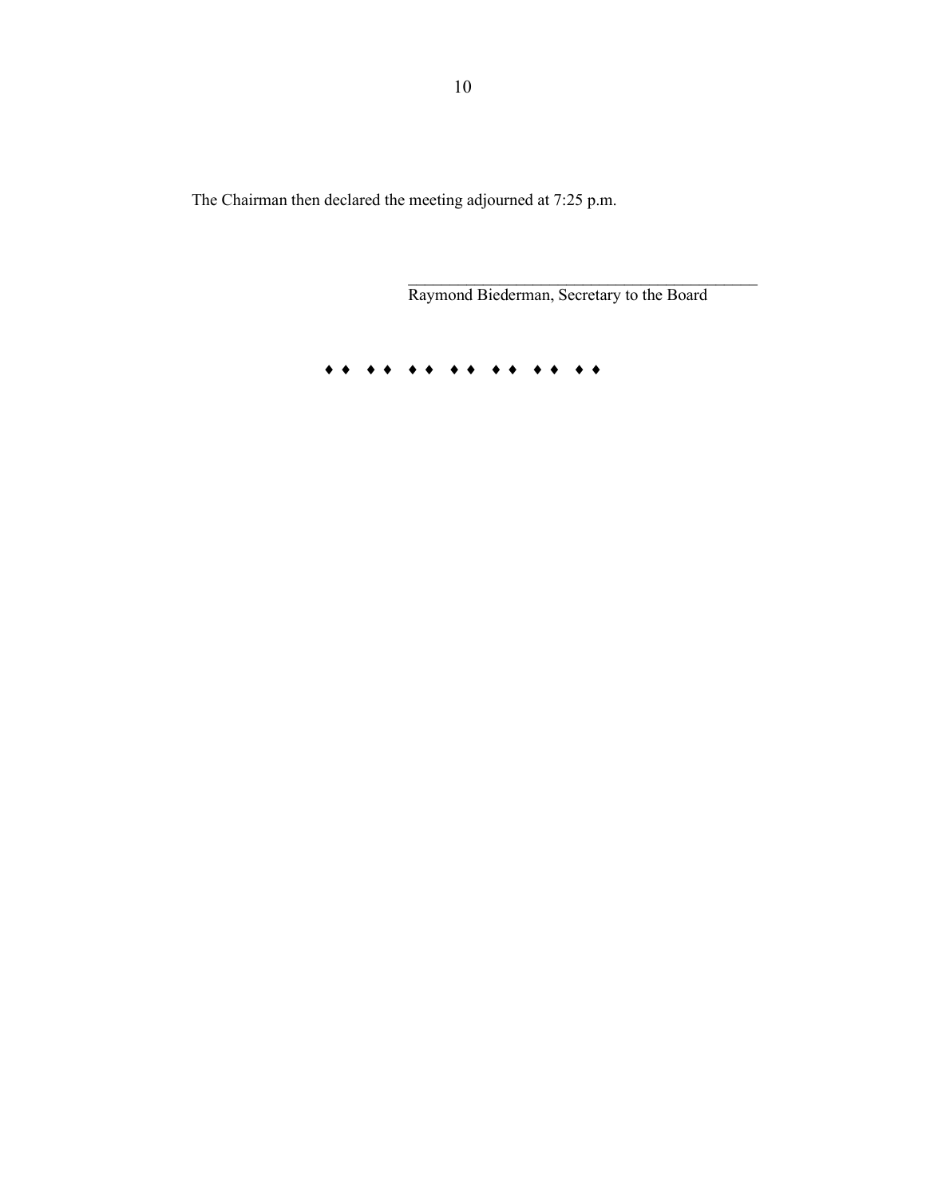The Chairman then declared the meeting adjourned at 7:25 p.m.

\_\_\_\_\_\_\_\_\_\_\_\_\_\_\_\_\_\_\_\_\_\_\_\_\_\_\_\_\_\_\_\_\_\_\_\_\_\_\_\_\_\_\_\_

Raymond Biederman, Secretary to the Board

♦♦ ♦♦ ♦♦ ♦♦ ♦♦ ♦♦ ♦♦